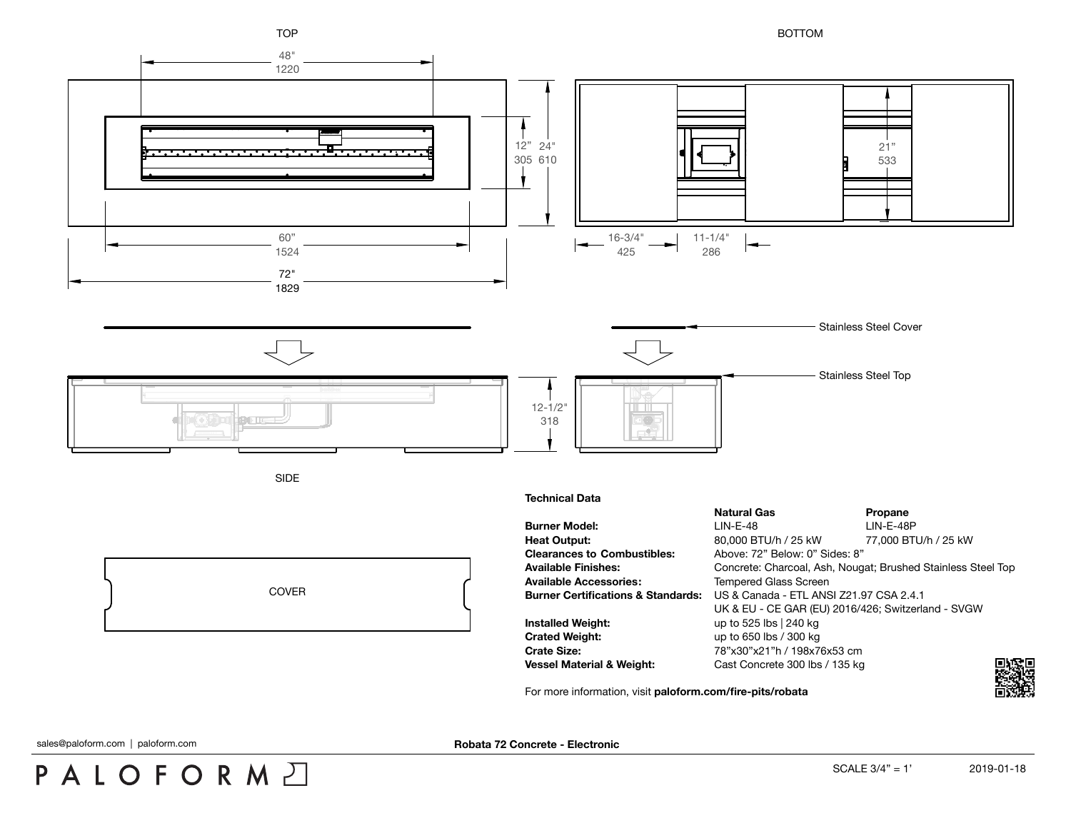TOP

48" 1220

12" 305

24" 610

60" 1524

72" 1829

BOTTOM

21" 533

16-3/4" 425

11-1/4" 286

Stainless Steel Cover

Stainless Steel Top

12-1/2" 318

SIDE

COVER

**Technical Data**

| | Natural Gas | Propane |
|---|---|---|
| **Burner Model:** | LIN-E-48 | LIN-E-48P |
| **Heat Output:** | 80,000 BTU/h / 25 kW | 77,000 BTU/h / 25 kW |
| **Clearances to Combustibles:** | Above: 72" Below: 0" Sides: 8" | |
| **Available Finishes:** | Concrete: Charcoal, Ash, Nougat; Brushed Stainless Steel Top | |
| **Available Accessories:** | Tempered Glass Screen | |
| **Burner Certifications & Standards:** | US & Canada - ETL ANSI Z21.97 CSA 2.4.1<br>UK & EU - CE GAR (EU) 2016/426; Switzerland - SVGW | |
| **Installed Weight:** | up to 525 lbs \| 240 kg | |
| **Crated Weight:** | up to 650 lbs / 300 kg | |
| **Crate Size:** | 78"x30"x21"h / 198x76x53 cm | |
| **Vessel Material & Weight:** | Cast Concrete 300 lbs / 135 kg | |

For more information, visit **paloform.com/fire-pits/robata**

sales@paloform.com | paloform.com

**Robata 72 Concrete - Electronic**

PALOFORM

SCALE 3/4" = 1'

2019-01-18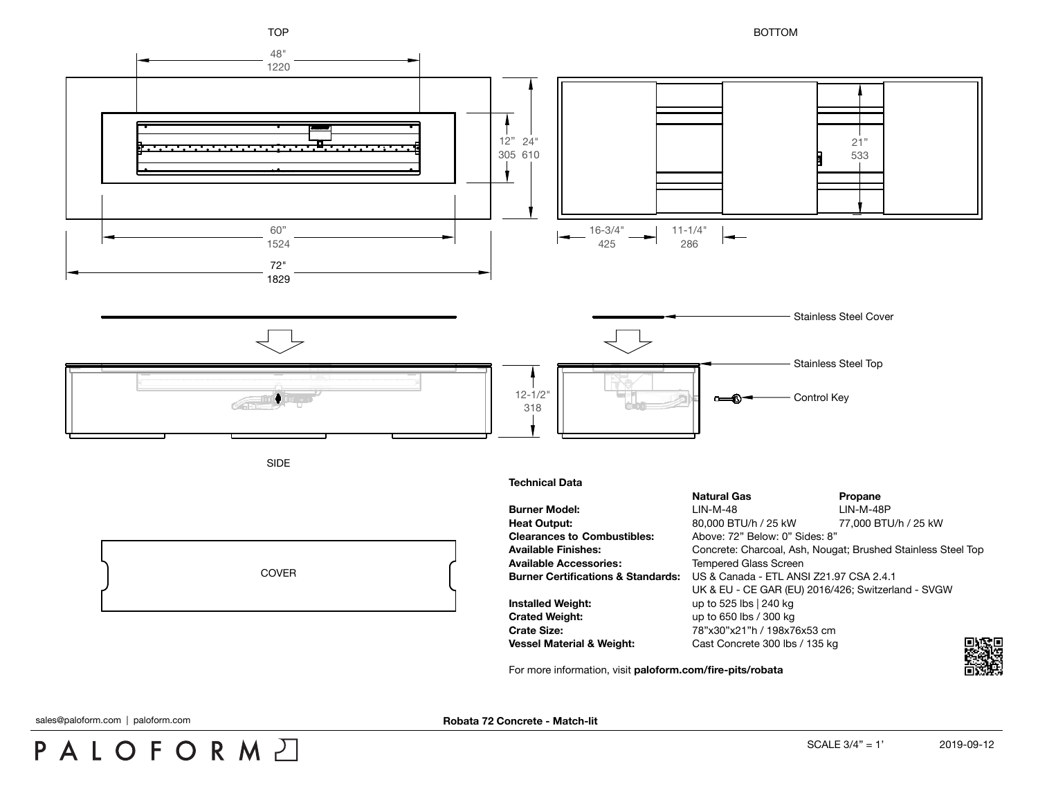TOP

48"
1220

12"
305

24"
610

60"
1524

72"
1829

BOTTOM

21"
533

16-3/4"
425

11-1/4"
286

Stainless Steel Cover

Stainless Steel Top

12-1/2"
318

Control Key

SIDE

COVER

### Technical Data

| | Natural Gas | Propane |
|---|---|---|
| **Burner Model:** | LIN-M-48 | LIN-M-48P |
| **Heat Output:** | 80,000 BTU/h / 25 kW | 77,000 BTU/h / 25 kW |
| **Clearances to Combustibles:** | Above: 72" Below: 0" Sides: 8" | |
| **Available Finishes:** | Concrete: Charcoal, Ash, Nougat; Brushed Stainless Steel Top | |
| **Available Accessories:** | Tempered Glass Screen | |
| **Burner Certifications & Standards:** | US & Canada - ETL ANSI Z21.97 CSA 2.4.1<br>UK & EU - CE GAR (EU) 2016/426; Switzerland - SVGW | |
| **Installed Weight:** | up to 525 lbs \| 240 kg | |
| **Crated Weight:** | up to 650 lbs / 300 kg | |
| **Crate Size:** | 78"x30"x21"h / 198x76x53 cm | |
| **Vessel Material & Weight:** | Cast Concrete 300 lbs / 135 kg | |

For more information, visit **paloform.com/fire-pits/robata**

sales@paloform.com | paloform.com

**Robata 72 Concrete - Match-lit**

PALOFORM

SCALE 3/4" = 1'

2019-09-12